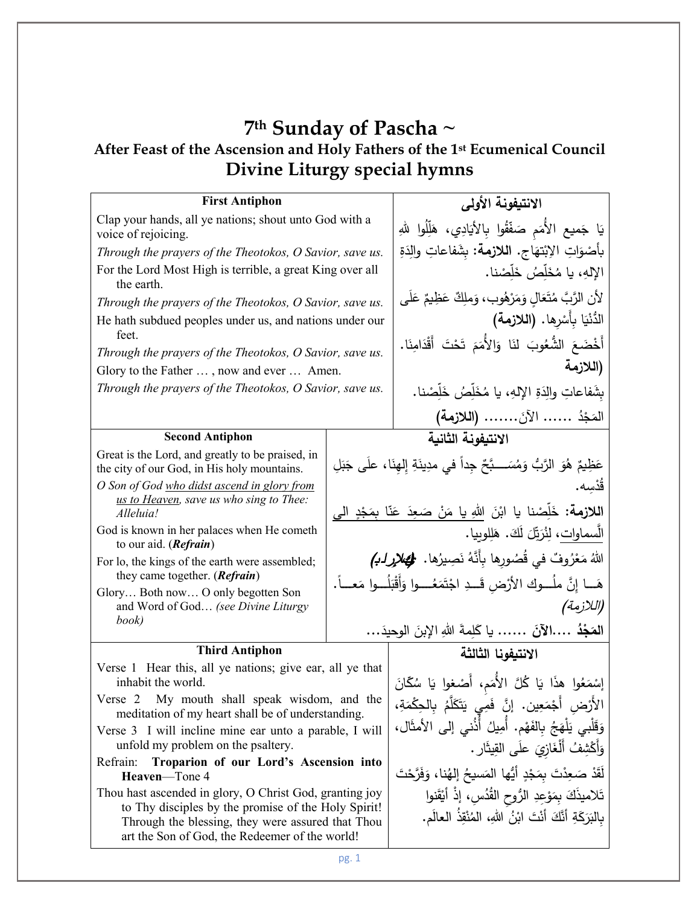# 7th Sunday of Pascha ~

## After Feast of the Ascension and Holy Fathers of the 1st Ecumenical Council

## Divine Liturgy special hymns

| **First Antiphon** | **الانتيفونة الأولى** |
|---|---|
| Clap your hands, all ye nations; shout unto God with a voice of rejoicing.<br>*Through the prayers of the Theotokos, O Savior, save us.*<br>For the Lord Most High is terrible, a great King over all the earth.<br>*Through the prayers of the Theotokos, O Savior, save us.*<br>He hath subdued peoples under us, and nations under our feet.<br>*Through the prayers of the Theotokos, O Savior, save us.*<br>Glory to the Father … , now and ever … Amen.<br>*Through the prayers of the Theotokos, O Savior, save us.* | يَا جَميع الأُمَمِ صَفِّقُوا بِالأيَادِي، هَلِّلُوا للهِ بأصْوَاتِ الإبْتِهَاج. **اللازمة:** بِشَفاعاتِ والِدَةِ الإلهِ، يا مُخَلِّصُ خَلِّصْنا.<br>لأن الرَّبَّ مُتَعَالٍ وَمَرْهُوب، وَملِكٌ عَظِيمٌ عَلَى الدُّنْيَا بِأَسْرِها. **(اللازمة)**<br>أَخْضَعَ الشُّعُوبَ لَنَا وَالأُمَمَ تَحْتَ أَقْدَامِنَا. **(اللازمة)**<br>بِشَفاعاتِ والِدَةِ الإلهِ، يا مُخَلِّصُ خَلِّصْنا.<br>المَجْدُ …… الآنَ……. **(اللازمة)** |

| **Second Antiphon** | **الانتيفونة الثانية** |
|---|---|
| Great is the Lord, and greatly to be praised, in the city of our God, in His holy mountains.<br>*O Son of God <u>who didst ascend in glory from us to Heaven</u>, save us who sing to Thee: Alleluia!*<br>God is known in her palaces when He cometh to our aid. (***Refrain***)<br>For lo, the kings of the earth were assembled; they came together. (***Refrain***)<br>Glory… Both now… O only begotten Son and Word of God… *(see Divine Liturgy book)* | عَظِيمٌ هُوَ الرَّبُّ وَمُسَـــبَّحٌ جِداً في مدِينَةِ إلهِنَا، علَى جَبَلِ قُدْسِه.<br>**اللازمة:** خَلِّصْنا يا ابْنَ اللهِ <u>يا مَنْ صَعِدَ عَنّا بمَجْدٍ الى السماوات</u>، لِنُرَتِّلَ لَكَ. هَلِلوييا.<br>اللهُ مَعْرُوفٌ في قُصُورِها بِأَنَّهُ نَصِيرُها. ***(اللازمة)***<br>هَـــا إنَّ ملُـــوك الأرْضِ قَـــدِ اجْتَمَعُـــوا وَأَقْبَلُـــوا مَعـــاً. *(اللازمة)*<br>**المَجْدُ ….الآنَ** …… يا كَلِمةَ اللهِ الإبنَ الوحيدَ… |

| **Third Antiphon** | **الانتيفونا الثالثة** |
|---|---|
| Verse 1 Hear this, all ye nations; give ear, all ye that inhabit the world.<br>Verse 2 My mouth shall speak wisdom, and the meditation of my heart shall be of understanding.<br>Verse 3 I will incline mine ear unto a parable, I will unfold my problem on the psaltery.<br>Refrain: **Troparion of our Lord's Ascension into Heaven**—Tone 4<br>Thou hast ascended in glory, O Christ God, granting joy to Thy disciples by the promise of the Holy Spirit! Through the blessing, they were assured that Thou art the Son of God, the Redeemer of the world! | إسْمَعُوا هذَا يَا كُلَّ الأُمَمِ، أَصْغوا يَا سُكَّانَ الأَرْضِ أَجْمَعِين. إنَّ فَمِي يَتَكَلَّمُ بِالحِكْمَةِ، وَقَلْبِي يَلْهَجُ بِالفَهْم. أُمِيلُ أُذُني إلى الأمثَال، وَأَكْشِفُ أَلْغَازِيَ علَى القِيثَار.<br>لَقَدْ صَعِدْتَ بِمَجْدٍ أيُّها المَسيحُ إلهُنا، وفَرَّحْتَ تَلاميذَكَ بِمَوْعِدِ الرُّوحِ القُدُس، إذْ أيْقَنوا بِالبَرَكَةِ أَنَّكَ أَنْتَ ابْنُ اللهِ، المُنْقِذُ العالَم. |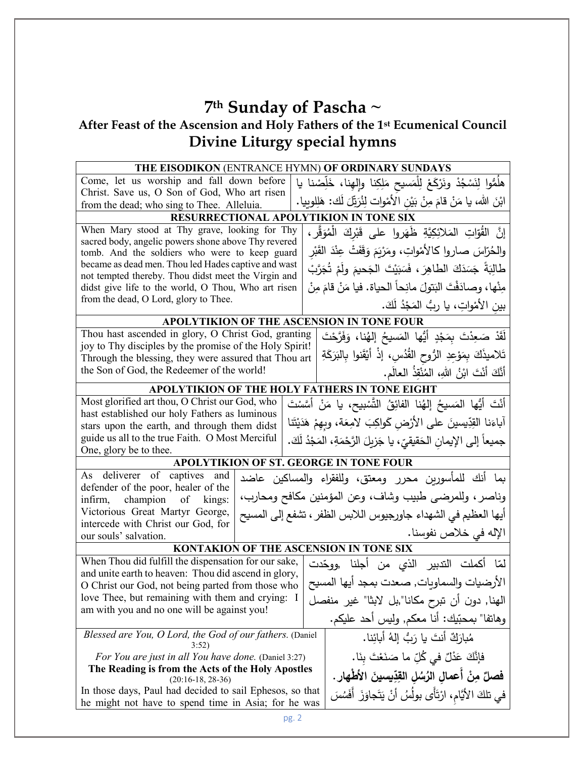# 7th Sunday of Pascha ~

### After Feast of the Ascension and Holy Fathers of the 1st Ecumenical Council

## Divine Liturgy special hymns

| **THE EISODIKON** (ENTRANCE HYMN) **OF ORDINARY SUNDAYS** | |
|---|---|
| Come, let us worship and fall down before Christ. Save us, O Son of God, Who art risen from the dead; who sing to Thee. Alleluia. | هلُمُّوا لِنَسْجُدْ ونَرْكَعْ لِلْمَسيحِ مَلِكِنا وإلهِنا، خَلِّصْنا يا ابْنَ الله، يا مَنْ قامَ مِنْ بَيْنِ الأَمْواتِ لِنُرَتِّلَ لَكَ: هَلِلويا. |
| **RESURRECTIONAL APOLYTIKION IN TONE SIX** | |
| When Mary stood at Thy grave, looking for Thy sacred body, angelic powers shone above Thy revered tomb. And the soldiers who were to keep guard became as dead men. Thou led Hades captive and wast not tempted thereby. Thou didst meet the Virgin and didst give life to the world, O Thou, Who art risen from the dead, O Lord, glory to Thee. | إنَّ القُوّاتِ المَلائِكِيَّةَ ظَهَروا على قَبْرِكَ المُوَقَّر، والحُرّاسَ صاروا كالأَمْواتِ، ومَرْيَمَ وَقَفَتْ عِنْدَ القَبْرِ طالِبَةً جَسَدَكَ الطاهِرَ، فَسَبَيْتَ الجَحيمَ ولَمْ تُجَرَّبْ مِنْها، وصادَفْتَ البَتولَ مانِحاً الحياة. فيا مَنْ قامَ مِنْ بينِ الأَمْواتِ، يا ربُّ المَجْدُ لَكَ. |
| **APOLYTIKION OF THE ASCENSION IN TONE FOUR** | |
| Thou hast ascended in glory, O Christ God, granting joy to Thy disciples by the promise of the Holy Spirit! Through the blessing, they were assured that Thou art the Son of God, the Redeemer of the world! | لَقَدْ صَعِدْتَ بِمَجْدٍ أيُّها المَسيحُ إلهُنا، وَفَرَّحْتَ تَلاميذَكَ بِمَوْعِدِ الرُّوحِ القُدُس، إذْ أيْقَنوا بِالبَرَكَةِ أنَّكَ أنْتَ ابْنُ اللهِ، المُنْقِذُ العالَم. |
| **APOLYTIKION OF THE HOLY FATHERS IN TONE EIGHT** | |
| Most glorified art thou, O Christ our God, who hast established our holy Fathers as luminous stars upon the earth, and through them didst guide us all to the true Faith. O Most Merciful One, glory be to thee. | أنْتَ أيُّها المَسيحُ إلهُنا الفائِقُ التَّسْبيح، يا مَنْ أسَّسْتَ آباءَنا القِدِّيسينَ على الأرْضِ كَواكِبَ لامِعَة، وبِهِمْ هَدَيْتَنا جميعاً إلى الإيمانِ الحَقيقيّ، يا جَزيلَ الرَّحْمَةِ، المَجْدُ لَكَ. |
| **APOLYTIKION OF ST. GEORGE IN TONE FOUR** | |
| As deliverer of captives and defender of the poor, healer of the infirm, champion of kings: Victorious Great Martyr George, intercede with Christ our God, for our souls' salvation. | بما أنك للمأسورين محرر ومعتق، وللفقراء والمساكين عاضد وناصر، وللمرضى طبيب وشاف، وعن المؤمنين مكافح ومحارب، أيها العظيم في الشهداء جاورجيوس اللابس الظفر، تشفع إلى المسيح الإله في خلاص نفوسنا. |
| **KONTAKION OF THE ASCENSION IN TONE SIX** | |
| When Thou did fulfill the dispensation for our sake, and unite earth to heaven: Thou did ascend in glory, O Christ our God, not being parted from those who love Thee, but remaining with them and crying: I am with you and no one will be against you! | لمّا أكملت التدبير الذي من أجلنا ,ووحّدت الأرضيات والسماويات, صعدت بمجد أيها المسيح الهنا, دون أن تبرح مكانا"بل لابثا" غير منفصل وهاتفا" بمحبّيك: أنا معكم, وليس أحد عليكم. |

| | |
|---|---|
| *Blessed are You, O Lord, the God of our fathers.* (Daniel 3:52) | مُبارَكٌ أنتَ يا رَبُّ إلهُ أبائِنا. |
| *For You are just in all You have done.* (Daniel 3:27) | فإنَّكَ عَدْلٌ في كُلِّ ما صَنَعْتَ بِنَا. |
| **The Reading is from the Acts of the Holy Apostles** (20:16-18, 28-36) | **فصلٌ مِنْ أَعمالِ الرُّسُلِ القِدِّيسينَ الأطْهار.** |
| In those days, Paul had decided to sail Ephesos, so that he might not have to spend time in Asia; for he was | في تلكَ الأيَّامِ، ارْتَأَى بولُسُ أنْ يَتَجاوزَ أَفَسُسَ |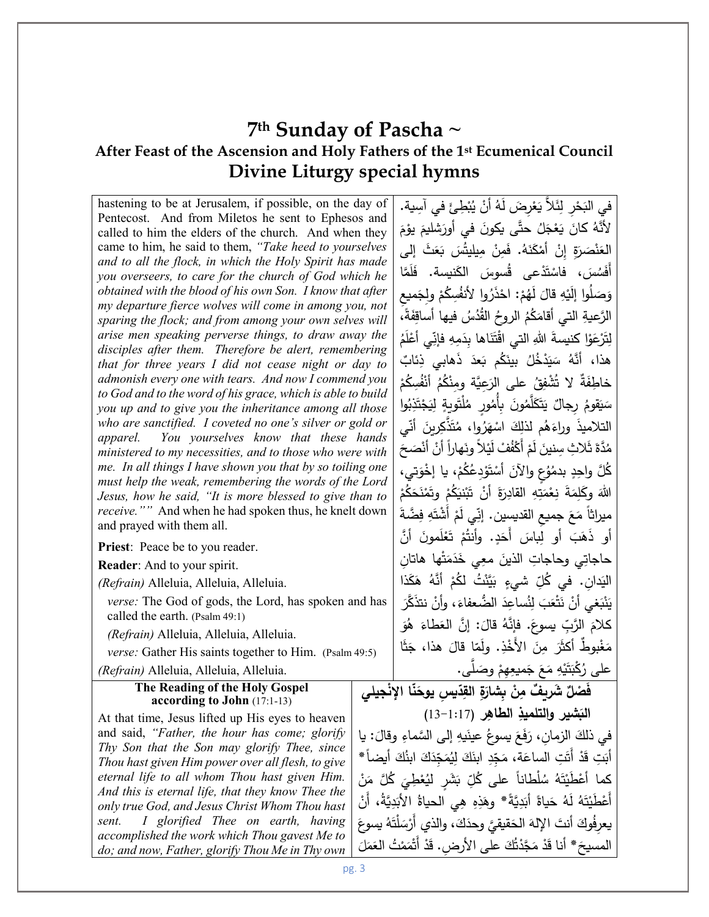# 7th Sunday of Pascha ~

### After Feast of the Ascension and Holy Fathers of the 1st Ecumenical Council

## Divine Liturgy special hymns

hastening to be at Jerusalem, if possible, on the day of Pentecost. And from Miletos he sent to Ephesos and called to him the elders of the church. And when they came to him, he said to them, *"Take heed to yourselves and to all the flock, in which the Holy Spirit has made you overseers, to care for the church of God which he obtained with the blood of his own Son. I know that after my departure fierce wolves will come in among you, not sparing the flock; and from among your own selves will arise men speaking perverse things, to draw away the disciples after them. Therefore be alert, remembering that for three years I did not cease night or day to admonish every one with tears. And now I commend you to God and to the word of his grace, which is able to build you up and to give you the inheritance among all those who are sanctified. I coveted no one's silver or gold or apparel. You yourselves know that these hands ministered to my necessities, and to those who were with me. In all things I have shown you that by so toiling one must help the weak, remembering the words of the Lord Jesus, how he said, "It is more blessed to give than to receive.""* And when he had spoken thus, he knelt down and prayed with them all.

في البَحْرِ لِئَلاَّ يَعْرِضَ لَهُ أنْ يُبْطِئَ في آسِية. لأنَّهُ كانَ يَعْجَلُ حتَّى يكونَ في أورَشليمَ يوْمَ العَنْصَرةِ إنْ أمْكَنَهُ. فَمِنْ مِيليتُسَ بَعَثَ إلى أَفَسُسَ، فاسْتَدْعى قُسوسَ الكَنيسة. فَلَمَّا وَصَلُوا إلَيْهِ قالَ لَهُمْ: احْذَرُوا لأنفُسِكُمْ ولِجَميعِ الرَّعيةِ التي أقامَكُمُ الروحُ القُدُسُ فيها أساقِفَةً، لِتَرْعَوْا كنيسةَ اللهِ التي اقْتَنَاها بِدَمِهِ فإنّي أعْلَمُ هذا، أنَّهُ سَيَدْخُلُ بينَكُم بَعدَ ذَهابي ذِئابٌ خاطِفَةٌ لا تُشْفِقُ على الرَعِيَّةِ ومِنْكُمْ أنْفُسِكُمْ سَيَقومُ رجالٌ يَتَكَلَّمُونَ بِأُمورٍ مُلْتَويةٍ لِيَجْتَذِبُوا التلاميذَ وراءَهُم لذلِكَ اسْهَرُوا، مُتَذَكِّرِينَ أنّي مُدَّةَ ثَلاثِ سِنينَ لَمْ أكْفُفْ لَيْلاً ونَهاراً أنْ أنْصَحَ كُلَّ واحِدٍ بدمُوعٍ والآنَ أسْتَوْدِعُكُمْ، يا إخْوَتي، اللهَ وكَلِمَةَ نِعْمَتِهِ القادِرَةَ أنْ تَبْنِيَكُمْ وتَمْنَحَكُمْ ميراثاً مَعَ جميعِ القديسين. إنّي لَمْ أَشْتَهِ فِضَّةَ أو ذَهَبَ أو لِباسَ أَحَدٍ. وأنتُمْ تَعْلَمونَ أنَّ حاجاتِي وحاجاتِ الذينَ معِي خَدَمَتْها هاتانِ اليَدانِ. في كُلِّ شيءٍ بَيَّنْتُ لكُمْ أنَّهُ هَكَذا يَنْبَغي أنْ نَتْعَبَ لِنُساعِدَ الضُّعفاءَ، وأنْ نتذَكَّرَ كلامَ الرَّبِّ يسوعَ. فإنَّهُ قالَ: إنَّ العَطاءَ هُوَ مَغْبوطٌ أكثَرَ مِنَ الأَخْذِ. ولَمّا قالَ هذا، جَثَا على رُكْبَتَيْهِ مَعَ جَميعِهِمْ وصَلّى.

**Priest**: Peace be to you reader.

**Reader**: And to your spirit.

*(Refrain)* Alleluia, Alleluia, Alleluia.

*verse:* The God of gods, the Lord, has spoken and has called the earth. (Psalm 49:1)

*(Refrain)* Alleluia, Alleluia, Alleluia.

*verse:* Gather His saints together to Him. (Psalm 49:5)

*(Refrain)* Alleluia, Alleluia, Alleluia.

### The Reading of the Holy Gospel according to John (17:1-13)

At that time, Jesus lifted up His eyes to heaven and said, *"Father, the hour has come; glorify Thy Son that the Son may glorify Thee, since Thou hast given Him power over all flesh, to give eternal life to all whom Thou hast given Him. And this is eternal life, that they know Thee the only true God, and Jesus Christ Whom Thou hast sent. I glorified Thee on earth, having accomplished the work which Thou gavest Me to do; and now, Father, glorify Thou Me in Thy own*

### فَصْلٌ شَريفٌ مِنْ بِشارَةِ القِدّيسِ يوحَنّا الإنْجيلي البَشير والتلميذِ الطاهِر (17:1-13)

في ذلكَ الزمانِ، رَفَعَ يسوعُ عينَيه إلى السَّماءِ وقالَ: يا أَبَتِ قَدْ أَتَتِ الساعَة، مَجِّدِ ابنَكَ لِيُمَجِّدَكَ ابنُكَ أيضاً* كما أعْطَيْتَهُ سُلْطاناً على كُلِّ بَشَرٍ لِيُعْطِيَ كُلَّ مَنْ أَعْطَيْتَهُ لَهُ حَياةً أبَدِيَّةً* وهَذِهِ هِي الحياةُ الأَبَدِيَّةُ، أنْ يعرِفُوكَ أنتَ الإلهَ الحَقيقيَّ وحدَكَ، والذي أَرْسَلْتَهُ يسوعَ المسيحَ* أنا قَدْ مَجَّدْتُكَ على الأرضِ. قَدْ أَتْمَمْتُ العَمَلَ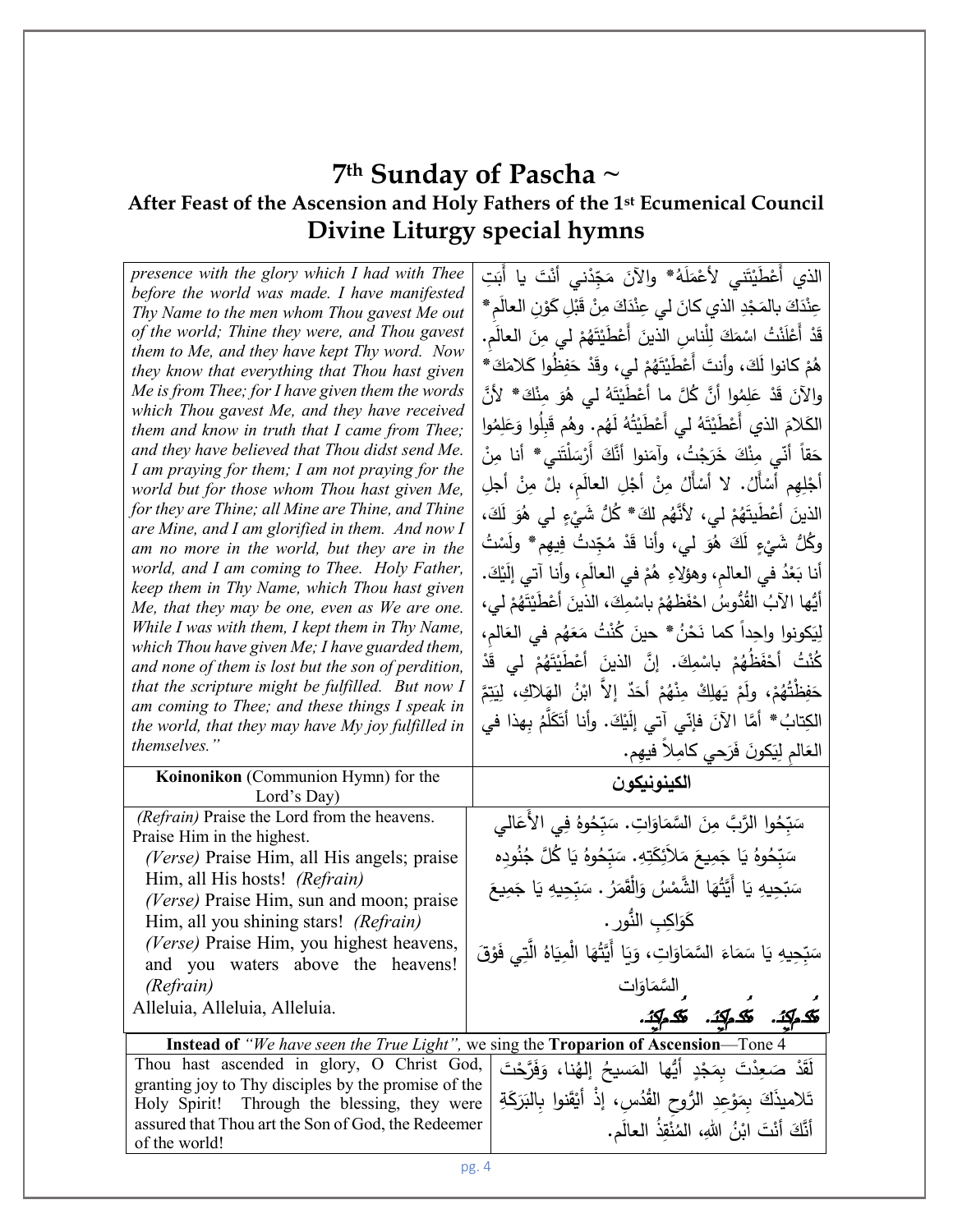# 7th Sunday of Pascha ~

### After Feast of the Ascension and Holy Fathers of the 1st Ecumenical Council

## Divine Liturgy special hymns

| | |
|---|---|
| *presence with the glory which I had with Thee before the world was made. I have manifested Thy Name to the men whom Thou gavest Me out of the world; Thine they were, and Thou gavest them to Me, and they have kept Thy word. Now they know that everything that Thou hast given Me is from Thee; for I have given them the words which Thou gavest Me, and they have received them and know in truth that I came from Thee; and they have believed that Thou didst send Me. I am praying for them; I am not praying for the world but for those whom Thou hast given Me, for they are Thine; all Mine are Thine, and Thine are Mine, and I am glorified in them. And now I am no more in the world, but they are in the world, and I am coming to Thee. Holy Father, keep them in Thy Name, which Thou hast given Me, that they may be one, even as We are one. While I was with them, I kept them in Thy Name, which Thou have given Me; I have guarded them, and none of them is lost but the son of perdition, that the scripture might be fulfilled. But now I am coming to Thee; and these things I speak in the world, that they may have My joy fulfilled in themselves."* | الذي أَعْطَيْتَني لأَعْمَلَهُ* والآنَ مَجِّدْني أَنْتَ يا أَبَتِ عِنْدَكَ بالمَجْدِ الذي كانَ لي عِنْدَكَ مِنْ قَبْلِ كَوْنِ العالَمِ* قَدْ أَعْلَنْتُ اسْمَكَ لِلْناسِ الذينَ أَعْطَيْتَهُمْ لي مِنَ العالَمِ. هُمْ كانوا لَكَ، وأنتَ أَعْطَيْتَهُمْ لي، وقَدْ حَفِظُوا كَلامَكَ* والآنَ قَدْ عَلِمُوا أنَّ كُلَّ ما أعْطَيْتَهُ لي هُوَ مِنْكَ* لأنَّ الكَلامَ الذي أَعْطَيْتَهُ لي أَعْطَيْتُهُ لَهُم. وهُم قَبِلُوا وَعَلِمُوا حَقاً أنّي مِنْكَ خَرَجْتُ، وآمَنوا أنَّكَ أَرْسَلْتَني* أنا مِنْ أَجْلِهِم أَسْأَلُ. لا أَسْأَلُ مِنْ أَجْلِ العالَمِ، بلْ مِنْ أَجْلِ الذينَ أَعْطَيْتَهُمْ لي، لأَنَّهُم لكَ* كُلُّ شَيْءٍ لي هُوَ لَكَ، وكُلُّ شَيْءٍ لَكَ هُوَ لي، وأنا قَدْ مُجِّدتُ فيهِم* ولَسْتُ أنا بَعْدُ في العالَمِ، وهؤلاءِ هُمْ في العالَمِ، وأنا آتي إِلَيْكَ. أيُّها الآبُ القُدُّوسُ احْفَظهُمْ باسْمِكَ، الذينَ أَعْطَيْتَهُمْ لي، لِيَكونوا واحِداً كما نَحْنُ* حينَ كُنْتُ مَعَهُم في العَالَمِ، كُنْتُ أَحْفَظُهُمْ باسْمِكَ. إنَّ الذينَ أَعْطَيْتَهُمْ لي قَدْ حَفِظْتُهُمْ، ولَمْ يَهلِكْ مِنْهُمْ أَحَدٌ إلاَّ ابْنُ الهَلاكِ، لِيَتِمَّ الكِتابُ* أمَّا الآنَ فإنّي آتي إِلَيْكَ. وأنا أَتَكَلَّمُ بِهذا في العَالمِ لِيَكونَ فَرَحي كامِلاً فيهِم. |
| **Koinonikon** (Communion Hymn) for the Lord's Day) | **الكينونيكون** |
| *(Refrain)* Praise the Lord from the heavens. Praise Him in the highest.<br>*(Verse)* Praise Him, all His angels; praise Him, all His hosts! *(Refrain)*<br>*(Verse)* Praise Him, sun and moon; praise Him, all you shining stars! *(Refrain)*<br>*(Verse)* Praise Him, you highest heavens, and you waters above the heavens! *(Refrain)*<br>Alleluia, Alleluia, Alleluia. | سَبِّحُوا الرَّبَّ مِنَ السَّمَاوَاتِ. سَبِّحُوهُ فِي الأَعَالي<br>سَبِّحُوهُ يَا جَمِيعَ مَلاَئِكَتِهِ. سَبِّحُوهُ يَا كُلَّ جُنُودِه<br>سَبِّحِيهِ يَا أَيَّتُهَا الشَّمْسُ وَالْقَمَرُ. سَبِّحِيهِ يَا جَمِيعَ كَوَاكِبِ النُّورِ.<br>سَبِّحِيهِ يَا سَمَاءَ السَّمَاوَاتِ، وَيَا أَيَّتُهَا الْمِيَاهُ الَّتِي فَوْقَ السَّمَاوَات<br>ܗܠܠܘܝܐ. ܗܠܠܘܝܐ. ܗܠܠܘܝܐ. |

**Instead of** *"We have seen the True Light",* we sing the **Troparion of Ascension**—Tone 4

| | |
|---|---|
| Thou hast ascended in glory, O Christ God, granting joy to Thy disciples by the promise of the Holy Spirit! Through the blessing, they were assured that Thou art the Son of God, the Redeemer of the world! | لَقَدْ صَعِدْتَ بِمَجْدٍ أَيُّها المَسيحُ إلهُنا، وَفَرَّحْتَ تَلاميذَكَ بِمَوْعِدِ الرُّوحِ القُدُس، إذْ أيْقَنوا بِالبَرَكَةِ أَنَّكَ أَنْتَ ابْنُ اللهِ، المُنْقِذُ العالَم. |